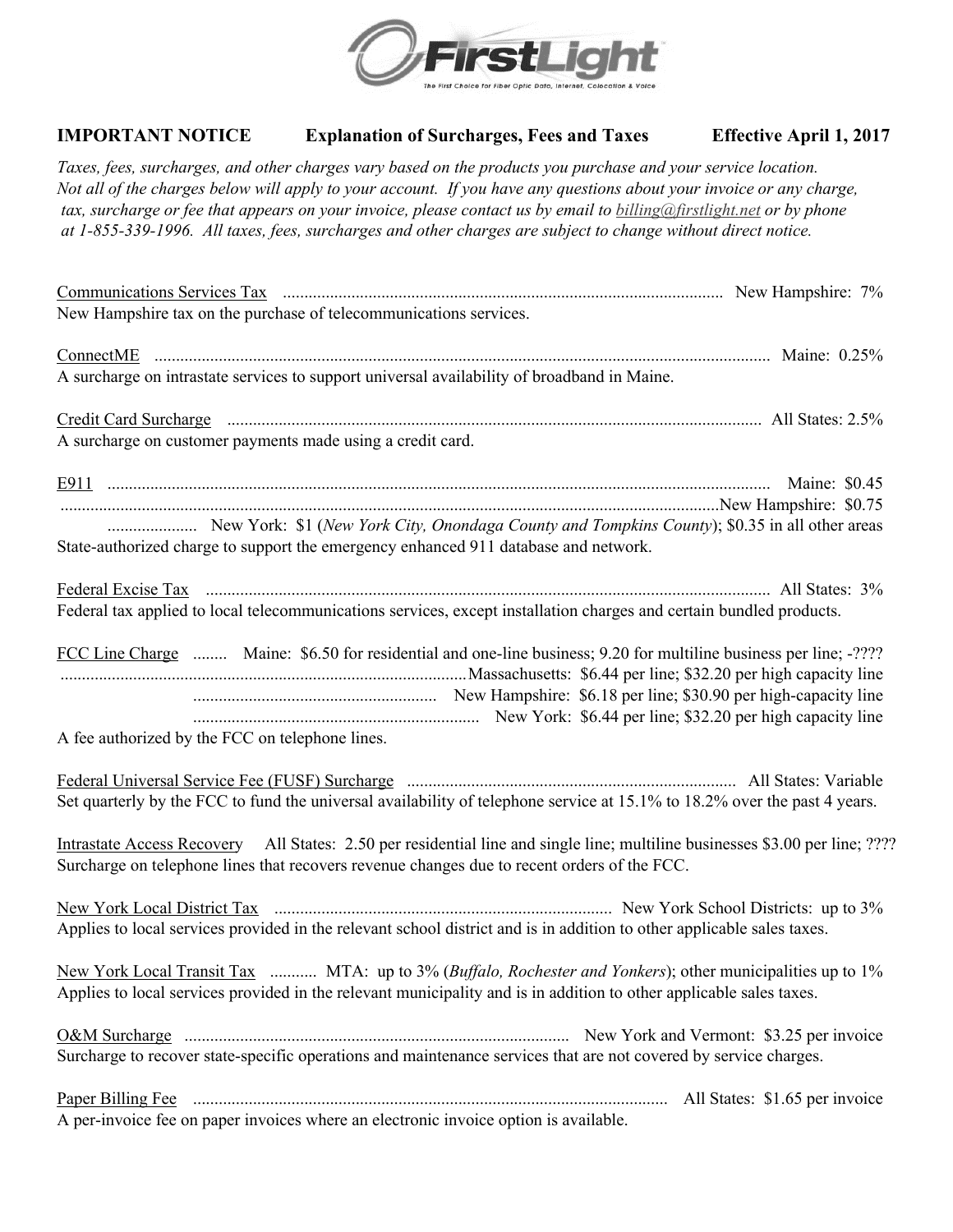FirstLight

*The First Choice for Fiber Optic Data, Internet, Colocation & Voice*

**IMPORTANT NOTICE** **Explanation of Surcharges, Fees and Taxes** **Effective April 1, 2017**

*Taxes, fees, surcharges, and other charges vary based on the products you purchase and your service location. Not all of the charges below will apply to your account. If you have any questions about your invoice or any charge, tax, surcharge or fee that appears on your invoice, please contact us by email to billing@firstlight.net or by phone at 1-855-339-1996. All taxes, fees, surcharges and other charges are subject to change without direct notice.*

Communications Services Tax .................... New Hampshire: 7%
New Hampshire tax on the purchase of telecommunications services.

ConnectME .................... Maine: 0.25%
A surcharge on intrastate services to support universal availability of broadband in Maine.

Credit Card Surcharge .................... All States: 2.5%
A surcharge on customer payments made using a credit card.

E911 .................... Maine: $0.45
.................... New Hampshire: $0.75
.................... New York: $1 (*New York City, Onondaga County and Tompkins County*); $0.35 in all other areas
State-authorized charge to support the emergency enhanced 911 database and network.

Federal Excise Tax .................... All States: 3%
Federal tax applied to local telecommunications services, except installation charges and certain bundled products.

FCC Line Charge ........ Maine: $6.50 for residential and one-line business; 9.20 for multiline business per line; -????
.................... Massachusetts: $6.44 per line; $32.20 per high capacity line
.................... New Hampshire: $6.18 per line; $30.90 per high-capacity line
.................... New York: $6.44 per line; $32.20 per high capacity line
A fee authorized by the FCC on telephone lines.

Federal Universal Service Fee (FUSF) Surcharge .................... All States: Variable
Set quarterly by the FCC to fund the universal availability of telephone service at 15.1% to 18.2% over the past 4 years.

Intrastate Access Recovery All States: 2.50 per residential line and single line; multiline businesses $3.00 per line; ????
Surcharge on telephone lines that recovers revenue changes due to recent orders of the FCC.

New York Local District Tax .................... New York School Districts: up to 3%
Applies to local services provided in the relevant school district and is in addition to other applicable sales taxes.

New York Local Transit Tax ........... MTA: up to 3% (*Buffalo, Rochester and Yonkers*); other municipalities up to 1%
Applies to local services provided in the relevant municipality and is in addition to other applicable sales taxes.

O&M Surcharge .................... New York and Vermont: $3.25 per invoice
Surcharge to recover state-specific operations and maintenance services that are not covered by service charges.

Paper Billing Fee .................... All States: $1.65 per invoice
A per-invoice fee on paper invoices where an electronic invoice option is available.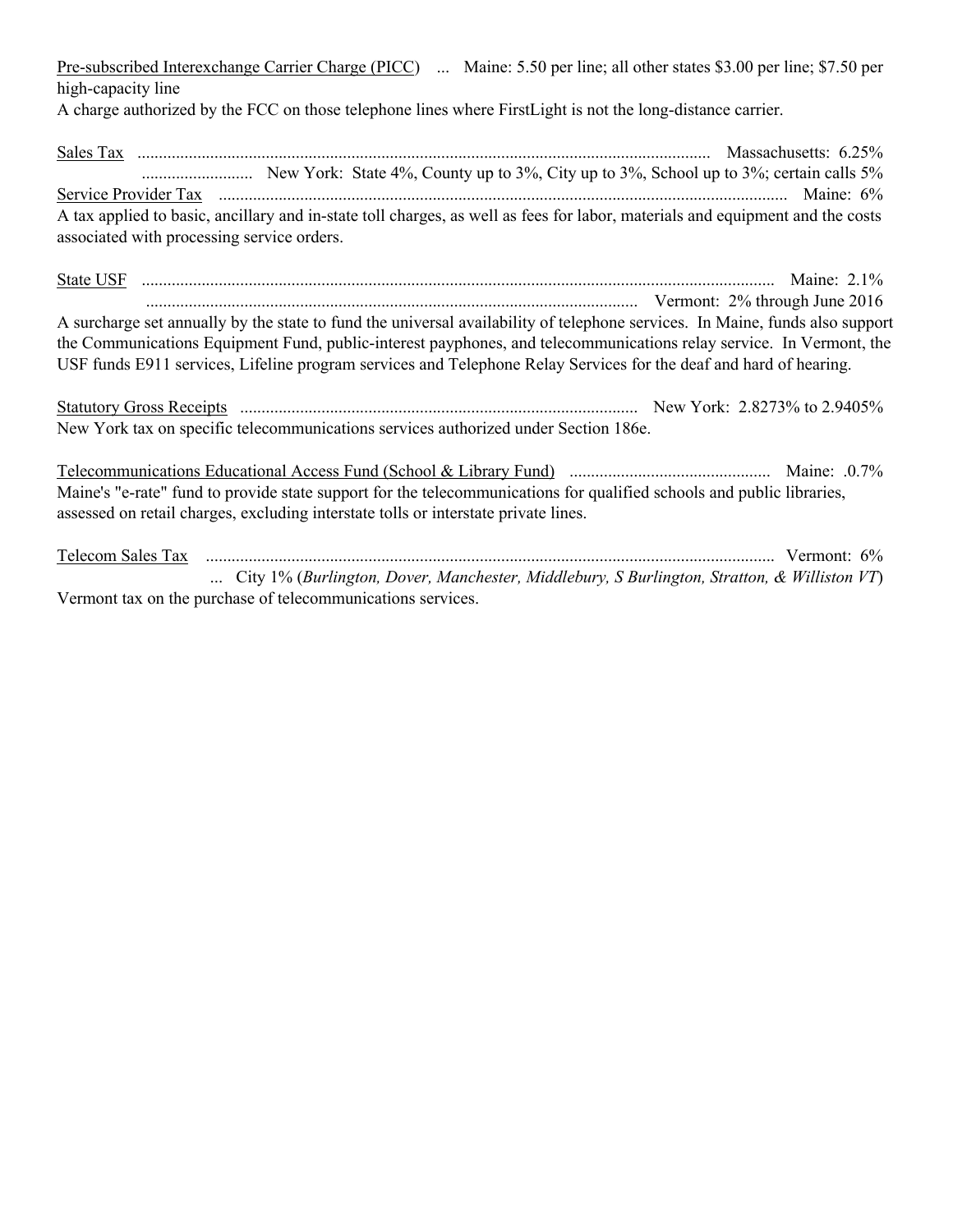Pre-subscribed Interexchange Carrier Charge (PICC) ... Maine: 5.50 per line; all other states $3.00 per line; $7.50 per high-capacity line
A charge authorized by the FCC on those telephone lines where FirstLight is not the long-distance carrier.

Sales Tax ........................................................................................................................................ Massachusetts: 6.25%
.......................... New York: State 4%, County up to 3%, City up to 3%, School up to 3%; certain calls 5%
Service Provider Tax ...................................................................................................................................... Maine: 6%
A tax applied to basic, ancillary and in-state toll charges, as well as fees for labor, materials and equipment and the costs associated with processing service orders.

State USF .................................................................................................................................................. Maine: 2.1%
.................................................................................................................. Vermont: 2% through June 2016
A surcharge set annually by the state to fund the universal availability of telephone services. In Maine, funds also support the Communications Equipment Fund, public-interest payphones, and telecommunications relay service. In Vermont, the USF funds E911 services, Lifeline program services and Telephone Relay Services for the deaf and hard of hearing.

Statutory Gross Receipts ............................................................................................ New York: 2.8273% to 2.9405%
New York tax on specific telecommunications services authorized under Section 186e.

Telecommunications Educational Access Fund (School & Library Fund) .............................................. Maine: .0.7%
Maine's "e-rate" fund to provide state support for the telecommunications for qualified schools and public libraries, assessed on retail charges, excluding interstate tolls or interstate private lines.

Telecom Sales Tax .................................................................................................................................... Vermont: 6%
... City 1% (*Burlington, Dover, Manchester, Middlebury, S Burlington, Stratton, & Williston VT*)
Vermont tax on the purchase of telecommunications services.